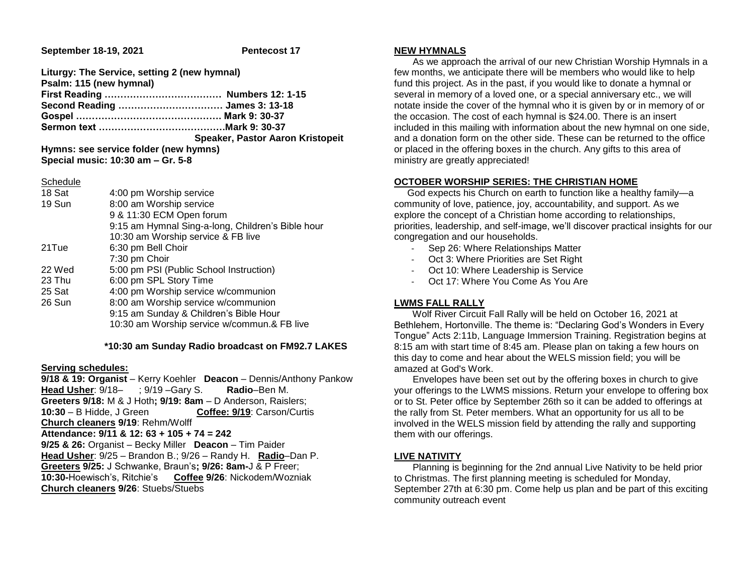**September 18-19, 2021** **Pentecost 17**

**Liturgy: The Service, setting 2 (new hymnal)**
**Psalm: 115 (new hymnal)**
**First Reading ……………………………… Numbers 12: 1-15**
**Second Reading …………………………… James 3: 13-18**
**Gospel ……………………………………… Mark 9: 30-37**
**Sermon text …………………………………Mark 9: 30-37**
**Speaker, Pastor Aaron Kristopeit**
**Hymns: see service folder (new hymns)**
**Special music: 10:30 am – Gr. 5-8**

Schedule

| | |
|---|---|
| 18 Sat | 4:00 pm Worship service |
| 19 Sun | 8:00 am Worship service |
| | 9 & 11:30 ECM Open forum |
| | 9:15 am Hymnal Sing-a-long, Children's Bible hour |
| | 10:30 am Worship service & FB live |
| 21Tue | 6:30 pm Bell Choir |
| | 7:30 pm Choir |
| 22 Wed | 5:00 pm PSI (Public School Instruction) |
| 23 Thu | 6:00 pm SPL Story Time |
| 25 Sat | 4:00 pm Worship service w/communion |
| 26 Sun | 8:00 am Worship service w/communion |
| | 9:15 am Sunday & Children's Bible Hour |
| | 10:30 am Worship service w/commun.& FB live |

**\*10:30 am Sunday Radio broadcast on FM92.7 LAKES**

**Serving schedules:**

**9/18 & 19: Organist** – Kerry Koehler **Deacon** – Dennis/Anthony Pankow
**Head Usher**: 9/18– ; 9/19 –Gary S. **Radio**–Ben M.
**Greeters 9/18:** M & J Hoth**; 9/19: 8am** – D Anderson, Raislers;
**10:30** – B Hidde, J Green **Coffee: 9/19**: Carson/Curtis
**Church cleaners 9/19**: Rehm/Wolff
**Attendance: 9/11 & 12: 63 + 105 + 74 = 242**
**9/25 & 26:** Organist – Becky Miller **Deacon** – Tim Paider
**Head Usher**: 9/25 – Brandon B.; 9/26 – Randy H. **Radio**–Dan P.
**Greeters 9/25:** J Schwanke, Braun's**; 9/26: 8am-**J & P Freer;
**10:30-**Hoewisch's, Ritchie's **Coffee 9/26**: Nickodem/Wozniak
**Church cleaners 9/26**: Stuebs/Stuebs

## NEW HYMNALS

As we approach the arrival of our new Christian Worship Hymnals in a few months, we anticipate there will be members who would like to help fund this project. As in the past, if you would like to donate a hymnal or several in memory of a loved one, or a special anniversary etc., we will notate inside the cover of the hymnal who it is given by or in memory of or the occasion. The cost of each hymnal is $24.00. There is an insert included in this mailing with information about the new hymnal on one side, and a donation form on the other side. These can be returned to the office or placed in the offering boxes in the church. Any gifts to this area of ministry are greatly appreciated!

## OCTOBER WORSHIP SERIES: THE CHRISTIAN HOME

God expects his Church on earth to function like a healthy family—a community of love, patience, joy, accountability, and support. As we explore the concept of a Christian home according to relationships, priorities, leadership, and self-image, we'll discover practical insights for our congregation and our households.

- Sep 26: Where Relationships Matter
- Oct 3: Where Priorities are Set Right
- Oct 10: Where Leadership is Service
- Oct 17: Where You Come As You Are

## LWMS FALL RALLY

Wolf River Circuit Fall Rally will be held on October 16, 2021 at Bethlehem, Hortonville. The theme is: "Declaring God's Wonders in Every Tongue" Acts 2:11b, Language Immersion Training. Registration begins at 8:15 am with start time of 8:45 am. Please plan on taking a few hours on this day to come and hear about the WELS mission field; you will be amazed at God's Work.

Envelopes have been set out by the offering boxes in church to give your offerings to the LWMS missions. Return your envelope to offering box or to St. Peter office by September 26th so it can be added to offerings at the rally from St. Peter members. What an opportunity for us all to be involved in the WELS mission field by attending the rally and supporting them with our offerings.

## LIVE NATIVITY

Planning is beginning for the 2nd annual Live Nativity to be held prior to Christmas. The first planning meeting is scheduled for Monday, September 27th at 6:30 pm. Come help us plan and be part of this exciting community outreach event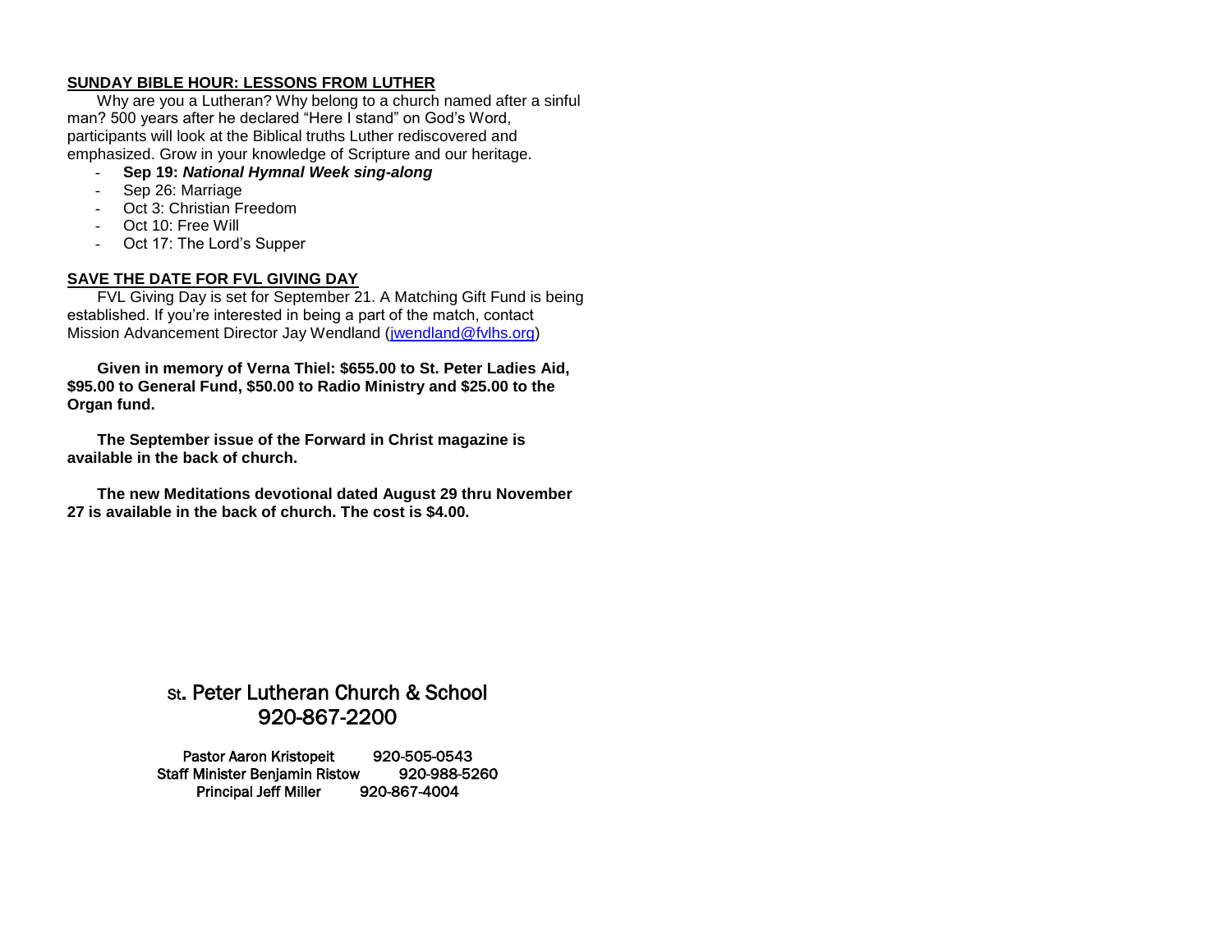**SUNDAY BIBLE HOUR: LESSONS FROM LUTHER**

Why are you a Lutheran? Why belong to a church named after a sinful man? 500 years after he declared "Here I stand" on God's Word, participants will look at the Biblical truths Luther rediscovered and emphasized. Grow in your knowledge of Scripture and our heritage.

- **Sep 19: *National Hymnal Week sing-along***
- Sep 26: Marriage
- Oct 3: Christian Freedom
- Oct 10: Free Will
- Oct 17: The Lord's Supper

**SAVE THE DATE FOR FVL GIVING DAY**

FVL Giving Day is set for September 21. A Matching Gift Fund is being established. If you're interested in being a part of the match, contact Mission Advancement Director Jay Wendland (jwendland@fvlhs.org)

**Given in memory of Verna Thiel: $655.00 to St. Peter Ladies Aid, $95.00 to General Fund, $50.00 to Radio Ministry and $25.00 to the Organ fund.**

**The September issue of the Forward in Christ magazine is available in the back of church.**

**The new Meditations devotional dated August 29 thru November 27 is available in the back of church. The cost is $4.00.**

St. Peter Lutheran Church & School
920-867-2200

Pastor Aaron Kristopeit 920-505-0543
Staff Minister Benjamin Ristow 920-988-5260
Principal Jeff Miller 920-867-4004